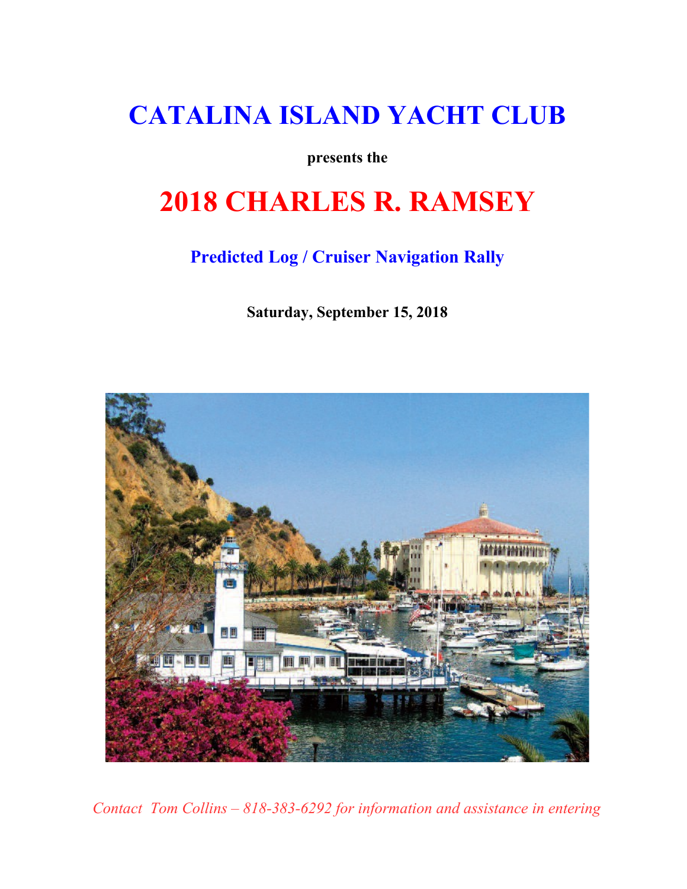# CATALINA ISLAND YACHT CLUB

**presents the**

# 2018 CHARLES R. RAMSEY

## Predicted Log / Cruiser Navigation Rally

**Saturday, September 15, 2018**

*Contact Tom Collins – 818-383-6292 for information and assistance in entering*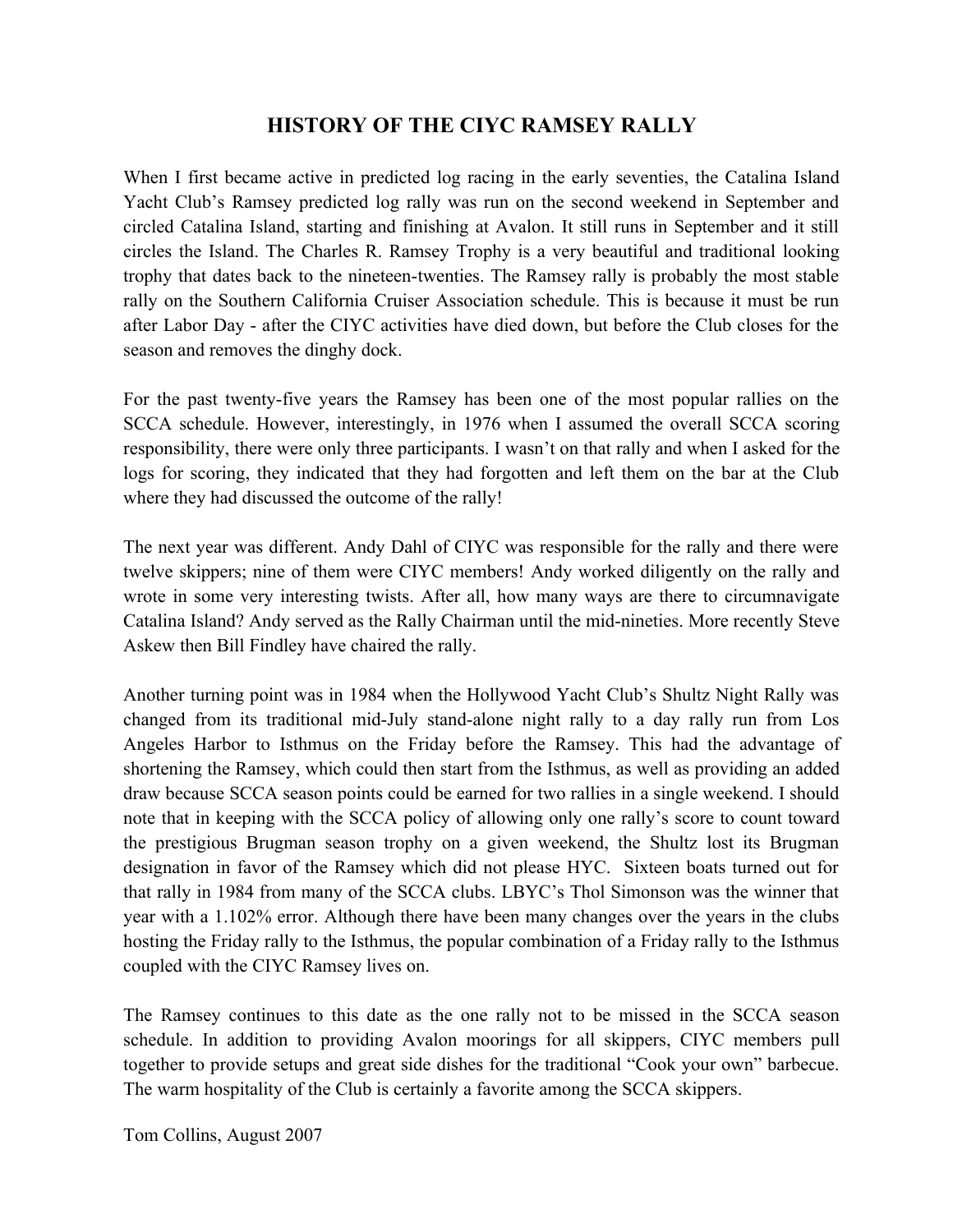# HISTORY OF THE CIYC RAMSEY RALLY

When I first became active in predicted log racing in the early seventies, the Catalina Island Yacht Club's Ramsey predicted log rally was run on the second weekend in September and circled Catalina Island, starting and finishing at Avalon. It still runs in September and it still circles the Island. The Charles R. Ramsey Trophy is a very beautiful and traditional looking trophy that dates back to the nineteen-twenties. The Ramsey rally is probably the most stable rally on the Southern California Cruiser Association schedule. This is because it must be run after Labor Day - after the CIYC activities have died down, but before the Club closes for the season and removes the dinghy dock.

For the past twenty-five years the Ramsey has been one of the most popular rallies on the SCCA schedule. However, interestingly, in 1976 when I assumed the overall SCCA scoring responsibility, there were only three participants. I wasn't on that rally and when I asked for the logs for scoring, they indicated that they had forgotten and left them on the bar at the Club where they had discussed the outcome of the rally!

The next year was different. Andy Dahl of CIYC was responsible for the rally and there were twelve skippers; nine of them were CIYC members! Andy worked diligently on the rally and wrote in some very interesting twists. After all, how many ways are there to circumnavigate Catalina Island? Andy served as the Rally Chairman until the mid-nineties. More recently Steve Askew then Bill Findley have chaired the rally.

Another turning point was in 1984 when the Hollywood Yacht Club's Shultz Night Rally was changed from its traditional mid-July stand-alone night rally to a day rally run from Los Angeles Harbor to Isthmus on the Friday before the Ramsey. This had the advantage of shortening the Ramsey, which could then start from the Isthmus, as well as providing an added draw because SCCA season points could be earned for two rallies in a single weekend. I should note that in keeping with the SCCA policy of allowing only one rally's score to count toward the prestigious Brugman season trophy on a given weekend, the Shultz lost its Brugman designation in favor of the Ramsey which did not please HYC. Sixteen boats turned out for that rally in 1984 from many of the SCCA clubs. LBYC's Thol Simonson was the winner that year with a 1.102% error. Although there have been many changes over the years in the clubs hosting the Friday rally to the Isthmus, the popular combination of a Friday rally to the Isthmus coupled with the CIYC Ramsey lives on.

The Ramsey continues to this date as the one rally not to be missed in the SCCA season schedule. In addition to providing Avalon moorings for all skippers, CIYC members pull together to provide setups and great side dishes for the traditional "Cook your own" barbecue. The warm hospitality of the Club is certainly a favorite among the SCCA skippers.

Tom Collins, August 2007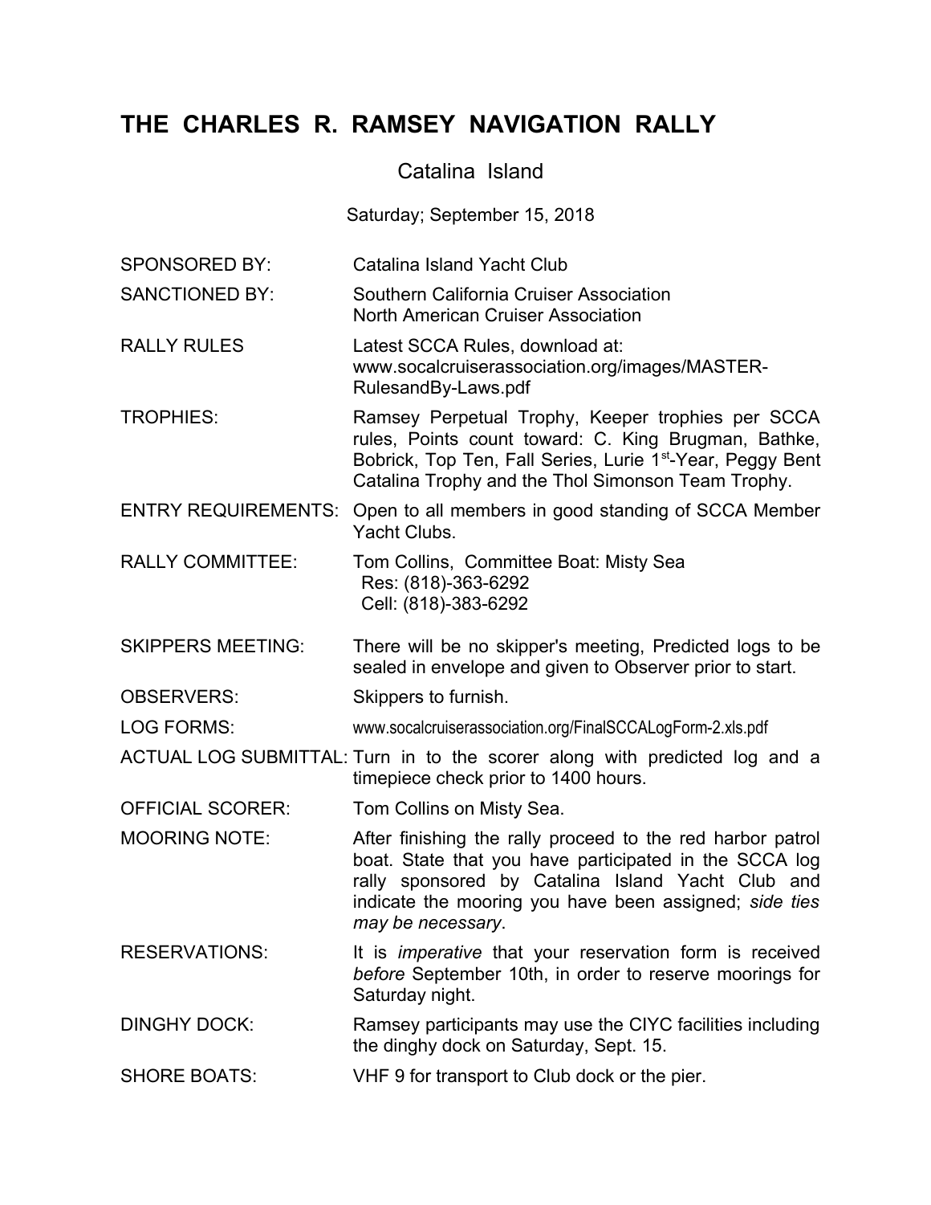# THE CHARLES R. RAMSEY NAVIGATION RALLY

Catalina Island

Saturday; September 15, 2018

| | |
|---|---|
| SPONSORED BY: | Catalina Island Yacht Club |
| SANCTIONED BY: | Southern California Cruiser Association<br>North American Cruiser Association |
| RALLY RULES | Latest SCCA Rules, download at: www.socalcruiserassociation.org/images/MASTER-RulesandBy-Laws.pdf |
| TROPHIES: | Ramsey Perpetual Trophy, Keeper trophies per SCCA rules, Points count toward: C. King Brugman, Bathke, Bobrick, Top Ten, Fall Series, Lurie 1st-Year, Peggy Bent Catalina Trophy and the Thol Simonson Team Trophy. |
| ENTRY REQUIREMENTS: | Open to all members in good standing of SCCA Member Yacht Clubs. |
| RALLY COMMITTEE: | Tom Collins, Committee Boat: Misty Sea<br>Res: (818)-363-6292<br>Cell: (818)-383-6292 |
| SKIPPERS MEETING: | There will be no skipper's meeting, Predicted logs to be sealed in envelope and given to Observer prior to start. |
| OBSERVERS: | Skippers to furnish. |
| LOG FORMS: | www.socalcruiserassociation.org/FinalSCCALogForm-2.xls.pdf |
| ACTUAL LOG SUBMITTAL: | Turn in to the scorer along with predicted log and a timepiece check prior to 1400 hours. |
| OFFICIAL SCORER: | Tom Collins on Misty Sea. |
| MOORING NOTE: | After finishing the rally proceed to the red harbor patrol boat. State that you have participated in the SCCA log rally sponsored by Catalina Island Yacht Club and indicate the mooring you have been assigned; *side ties may be necessary*. |
| RESERVATIONS: | It is *imperative* that your reservation form is received *before* September 10th, in order to reserve moorings for Saturday night. |
| DINGHY DOCK: | Ramsey participants may use the CIYC facilities including the dinghy dock on Saturday, Sept. 15. |
| SHORE BOATS: | VHF 9 for transport to Club dock or the pier. |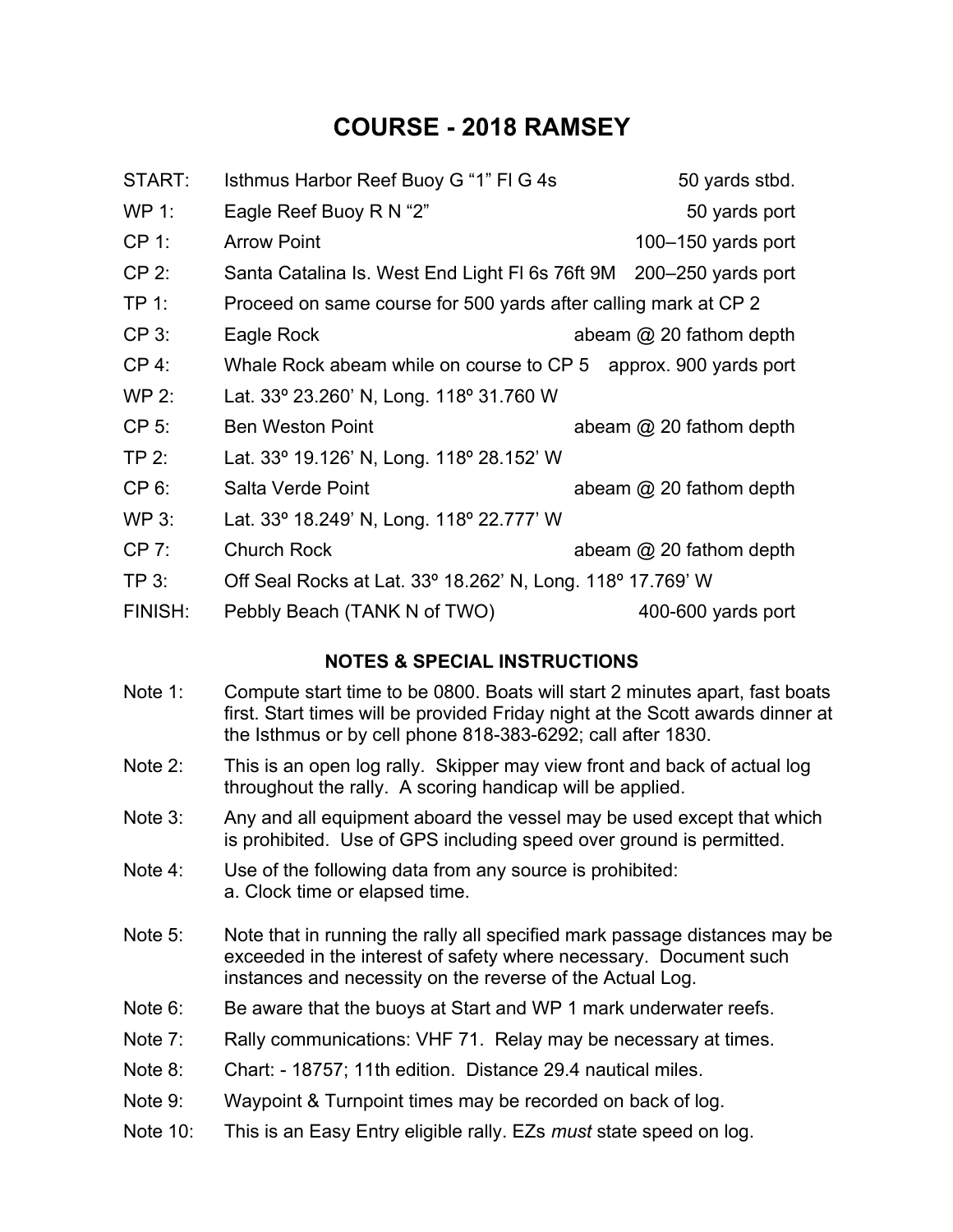# COURSE - 2018 RAMSEY

| | | |
|---|---|---|
| START: | Isthmus Harbor Reef Buoy G “1” Fl G 4s | 50 yards stbd. |
| WP 1: | Eagle Reef Buoy R N “2” | 50 yards port |
| CP 1: | Arrow Point | 100–150 yards port |
| CP 2: | Santa Catalina Is. West End Light Fl 6s 76ft 9M | 200–250 yards port |
| TP 1: | Proceed on same course for 500 yards after calling mark at CP 2 | |
| CP 3: | Eagle Rock | abeam @ 20 fathom depth |
| CP 4: | Whale Rock abeam while on course to CP 5 | approx. 900 yards port |
| WP 2: | Lat. 33º 23.260’ N, Long. 118º 31.760 W | |
| CP 5: | Ben Weston Point | abeam @ 20 fathom depth |
| TP 2: | Lat. 33º 19.126’ N, Long. 118º 28.152’ W | |
| CP 6: | Salta Verde Point | abeam @ 20 fathom depth |
| WP 3: | Lat. 33º 18.249’ N, Long. 118º 22.777’ W | |
| CP 7: | Church Rock | abeam @ 20 fathom depth |
| TP 3: | Off Seal Rocks at Lat. 33º 18.262’ N, Long. 118º 17.769’ W | |
| FINISH: | Pebbly Beach (TANK N of TWO) | 400-600 yards port |

### NOTES & SPECIAL INSTRUCTIONS

Note 1: Compute start time to be 0800. Boats will start 2 minutes apart, fast boats first. Start times will be provided Friday night at the Scott awards dinner at the Isthmus or by cell phone 818-383-6292; call after 1830.

Note 2: This is an open log rally. Skipper may view front and back of actual log throughout the rally. A scoring handicap will be applied.

Note 3: Any and all equipment aboard the vessel may be used except that which is prohibited. Use of GPS including speed over ground is permitted.

Note 4: Use of the following data from any source is prohibited:
a. Clock time or elapsed time.

Note 5: Note that in running the rally all specified mark passage distances may be exceeded in the interest of safety where necessary. Document such instances and necessity on the reverse of the Actual Log.

Note 6: Be aware that the buoys at Start and WP 1 mark underwater reefs.

Note 7: Rally communications: VHF 71. Relay may be necessary at times.

Note 8: Chart: - 18757; 11th edition. Distance 29.4 nautical miles.

Note 9: Waypoint & Turnpoint times may be recorded on back of log.

Note 10: This is an Easy Entry eligible rally. EZs *must* state speed on log.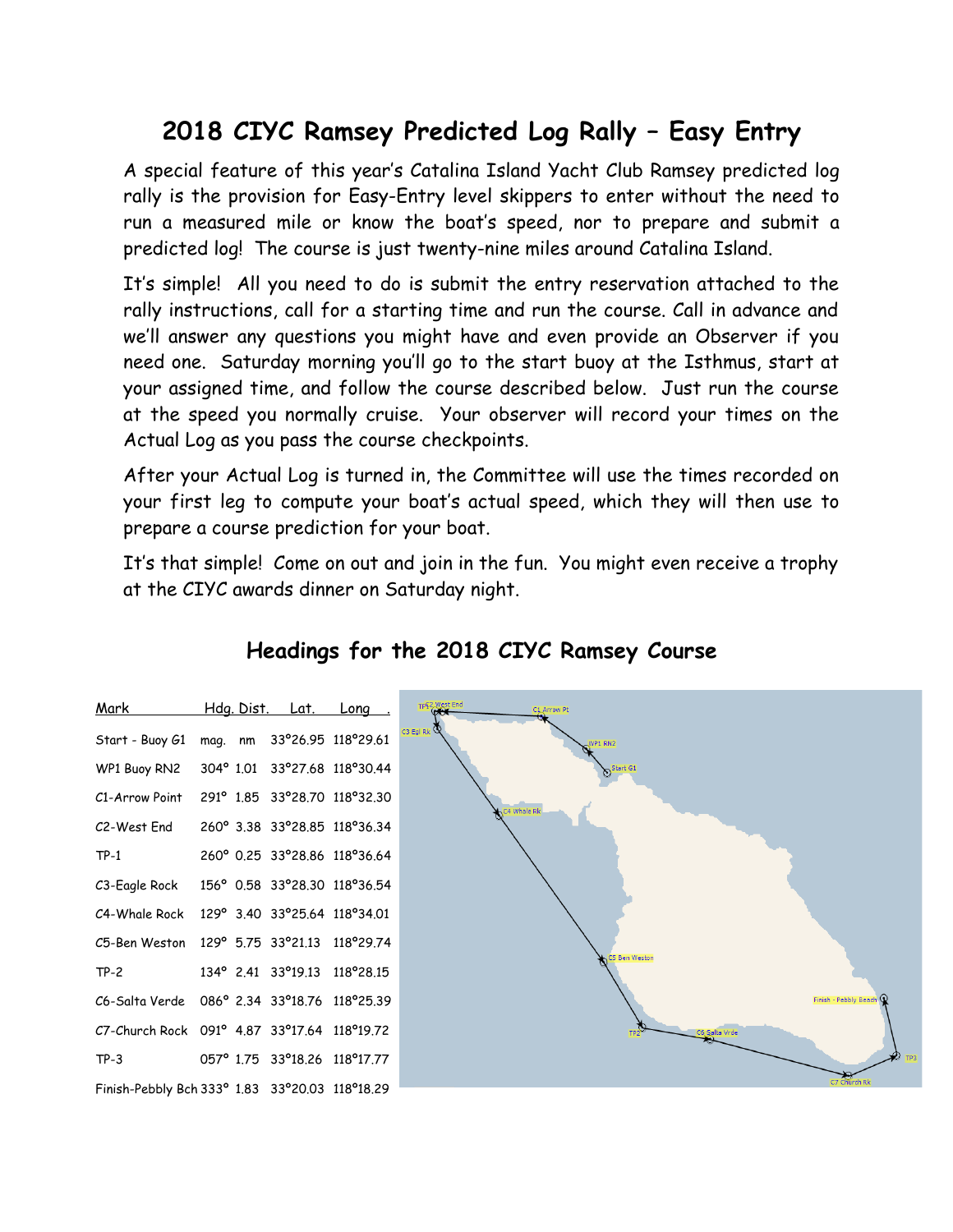# 2018 CIYC Ramsey Predicted Log Rally – Easy Entry

A special feature of this year's Catalina Island Yacht Club Ramsey predicted log rally is the provision for Easy-Entry level skippers to enter without the need to run a measured mile or know the boat's speed, nor to prepare and submit a predicted log! The course is just twenty-nine miles around Catalina Island.

It's simple! All you need to do is submit the entry reservation attached to the rally instructions, call for a starting time and run the course. Call in advance and we'll answer any questions you might have and even provide an Observer if you need one. Saturday morning you'll go to the start buoy at the Isthmus, start at your assigned time, and follow the course described below. Just run the course at the speed you normally cruise. Your observer will record your times on the Actual Log as you pass the course checkpoints.

After your Actual Log is turned in, the Committee will use the times recorded on your first leg to compute your boat's actual speed, which they will then use to prepare a course prediction for your boat.

It's that simple! Come on out and join in the fun. You might even receive a trophy at the CIYC awards dinner on Saturday night.

## Headings for the 2018 CIYC Ramsey Course

| Mark | Hdg. | Dist. | Lat. | Long |
|---|---|---|---|---|
| Start - Buoy G1 | mag. | nm | 33°26.95 | 118°29.61 |
| WP1 Buoy RN2 | 304° | 1.01 | 33°27.68 | 118°30.44 |
| C1-Arrow Point | 291° | 1.85 | 33°28.70 | 118°32.30 |
| C2-West End | 260° | 3.38 | 33°28.85 | 118°36.34 |
| TP-1 | 260° | 0.25 | 33°28.86 | 118°36.64 |
| C3-Eagle Rock | 156° | 0.58 | 33°28.30 | 118°36.54 |
| C4-Whale Rock | 129° | 3.40 | 33°25.64 | 118°34.01 |
| C5-Ben Weston | 129° | 5.75 | 33°21.13 | 118°29.74 |
| TP-2 | 134° | 2.41 | 33°19.13 | 118°28.15 |
| C6-Salta Verde | 086° | 2.34 | 33°18.76 | 118°25.39 |
| C7-Church Rock | 091° | 4.87 | 33°17.64 | 118°19.72 |
| TP-3 | 057° | 1.75 | 33°18.26 | 118°17.77 |
| Finish-Pebbly Bch | 333° | 1.83 | 33°20.03 | 118°18.29 |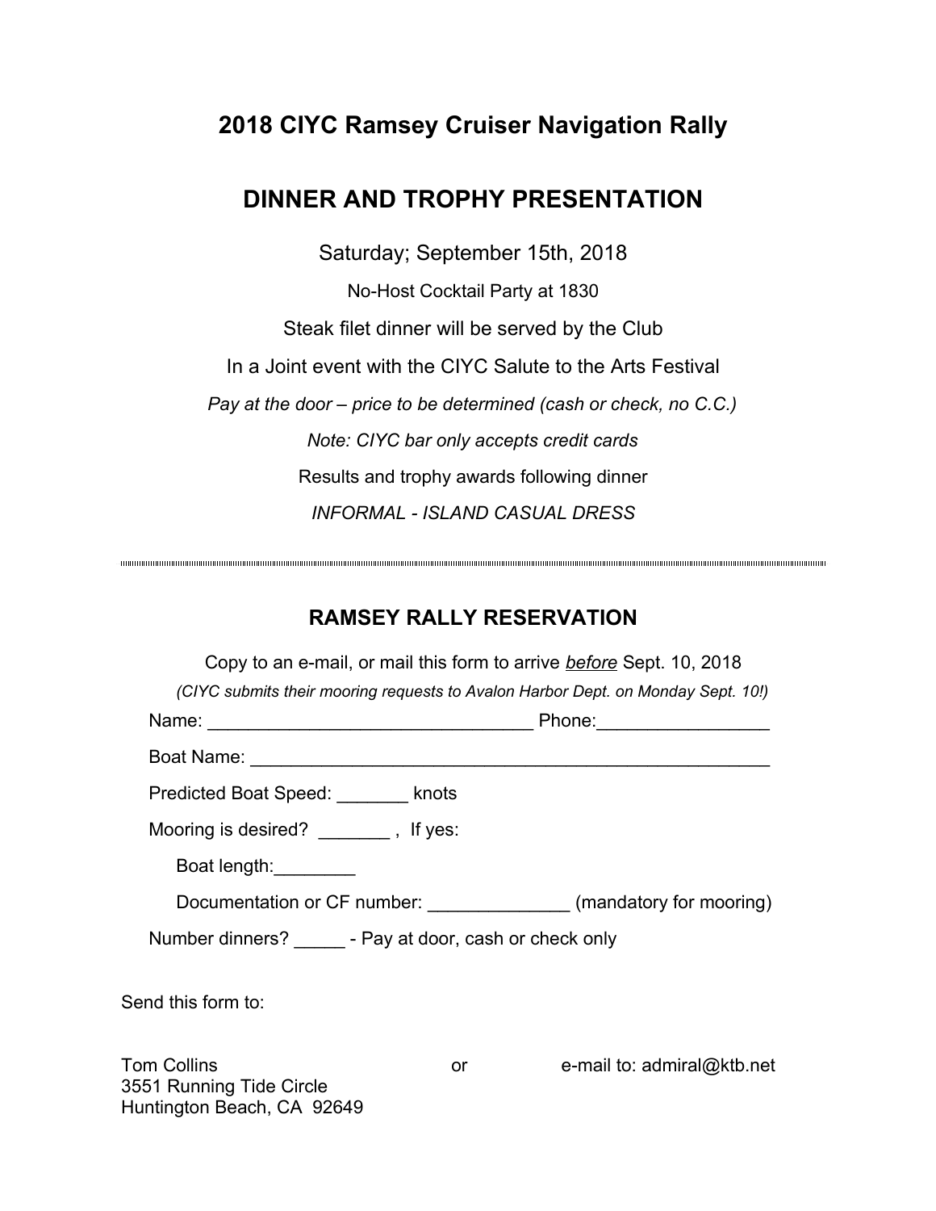# 2018 CIYC Ramsey Cruiser Navigation Rally

# DINNER AND TROPHY PRESENTATION

Saturday; September 15th, 2018

No-Host Cocktail Party at 1830

Steak filet dinner will be served by the Club

In a Joint event with the CIYC Salute to the Arts Festival

*Pay at the door – price to be determined (cash or check, no C.C.)*

*Note: CIYC bar only accepts credit cards*

Results and trophy awards following dinner

*INFORMAL - ISLAND CASUAL DRESS*

---

## RAMSEY RALLY RESERVATION

Copy to an e-mail, or mail this form to arrive *before* Sept. 10, 2018

*(CIYC submits their mooring requests to Avalon Harbor Dept. on Monday Sept. 10!)*

Name: ________________________________ Phone:_________________

Boat Name: ____________________________________________________

Predicted Boat Speed: _______ knots

Mooring is desired? _______ , If yes:

Boat length:________

Documentation or CF number: ______________ (mandatory for mooring)

Number dinners? _____ - Pay at door, cash or check only

Send this form to:

Tom Collins
3551 Running Tide Circle
Huntington Beach, CA 92649

or

e-mail to: admiral@ktb.net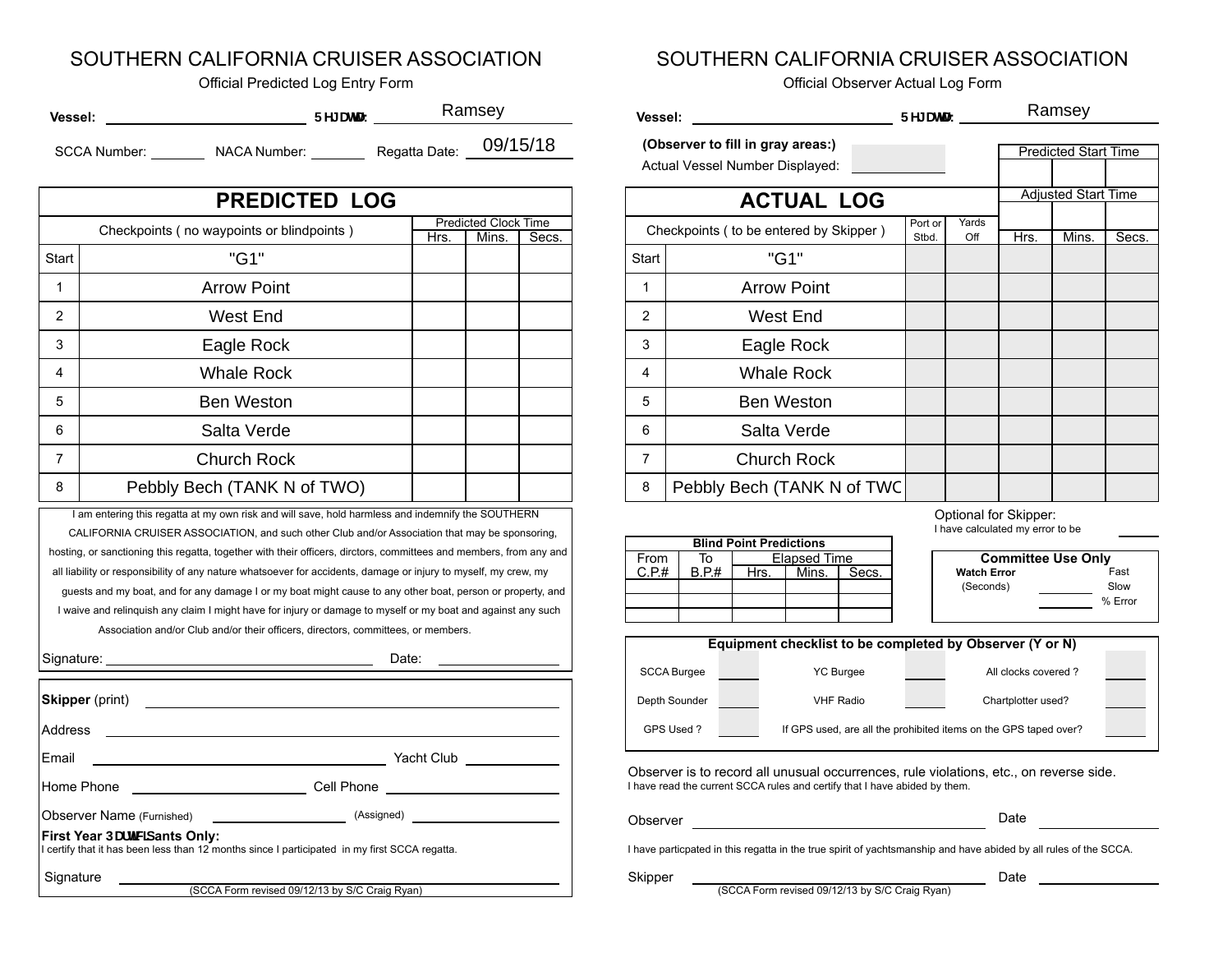# SOUTHERN CALIFORNIA CRUISER ASSOCIATION

Official Predicted Log Entry Form

**Vessel:** ______________________ **Regatta:** Ramsey

SCCA Number: ________ NACA Number: ________ Regatta Date: 09/15/18

| PREDICTED LOG | | | | |
|---|---|---|---|---|
| Checkpoints ( no waypoints or blindpoints ) | | Predicted Clock Time | | |
| | | Hrs. | Mins. | Secs. |
| Start | "G1" | | | |
| 1 | Arrow Point | | | |
| 2 | West End | | | |
| 3 | Eagle Rock | | | |
| 4 | Whale Rock | | | |
| 5 | Ben Weston | | | |
| 6 | Salta Verde | | | |
| 7 | Church Rock | | | |
| 8 | Pebbly Bech (TANK N of TWO) | | | |

I am entering this regatta at my own risk and will save, hold harmless and indemnify the SOUTHERN CALIFORNIA CRUISER ASSOCIATION, and such other Club and/or Association that may be sponsoring, hosting, or sanctioning this regatta, together with their officers, dirctors, committees and members, from any and all liability or responsibility of any nature whatsoever for accidents, damage or injury to myself, my crew, my guests and my boat, and for any damage I or my boat might cause to any other boat, person or property, and I waive and relinquish any claim I might have for injury or damage to myself or my boat and against any such Association and/or Club and/or their officers, directors, committees, or members.

Signature: ______________________ Date: ____________

**Skipper** (print) ______________________

Address ______________________

Email ______________________ Yacht Club ____________

Home Phone ____________ Cell Phone ____________

Observer Name (Furnished) ____________ (Assigned) ____________

**First Year Participants Only:**
I certify that it has been less than 12 months since I participated in my first SCCA regatta.

Signature ______________________

(SCCA Form revised 09/12/13 by S/C Craig Ryan)

# SOUTHERN CALIFORNIA CRUISER ASSOCIATION

Official Observer Actual Log Form

**Vessel:** ______________________ **Regatta:** Ramsey

**(Observer to fill in gray areas:)**
Actual Vessel Number Displayed: ____________

| Predicted Start Time | | |
|---|---|---|
| | | |
| **Adjusted Start Time** | | |
| | | |

| ACTUAL LOG | | | | | | |
|---|---|---|---|---|---|---|
| Checkpoints ( to be entered by Skipper ) | | Port or Stbd. | Yards Off | Hrs. | Mins. | Secs. |
| Start | "G1" | | | | | |
| 1 | Arrow Point | | | | | |
| 2 | West End | | | | | |
| 3 | Eagle Rock | | | | | |
| 4 | Whale Rock | | | | | |
| 5 | Ben Weston | | | | | |
| 6 | Salta Verde | | | | | |
| 7 | Church Rock | | | | | |
| 8 | Pebbly Bech (TANK N of TWC | | | | | |

Optional for Skipper:
I have calculated my error to be ________

| Blind Point Predictions | | | | |
|---|---|---|---|---|
| From | To | Elapsed Time | | |
| C.P.# | B.P.# | Hrs. | Mins. | Secs. |
| | | | | |
| | | | | |
| | | | | |

**Committee Use Only**

**Watch Error** (Seconds) ________ Fast / Slow

________ % Error

| Equipment checklist to be completed by Observer (Y or N) | | | | | |
|---|---|---|---|---|---|
| SCCA Burgee | | YC Burgee | | All clocks covered ? | |
| Depth Sounder | | VHF Radio | | Chartplotter used? | |
| GPS Used ? | | If GPS used, are all the prohibited items on the GPS taped over? | | | |

Observer is to record all unusual occurrences, rule violations, etc., on reverse side.
I have read the current SCCA rules and certify that I have abided by them.

Observer ______________________ Date ____________

I have particpated in this regatta in the true spirit of yachtsmanship and have abided by all rules of the SCCA.

Skipper ______________________ Date ____________

(SCCA Form revised 09/12/13 by S/C Craig Ryan)